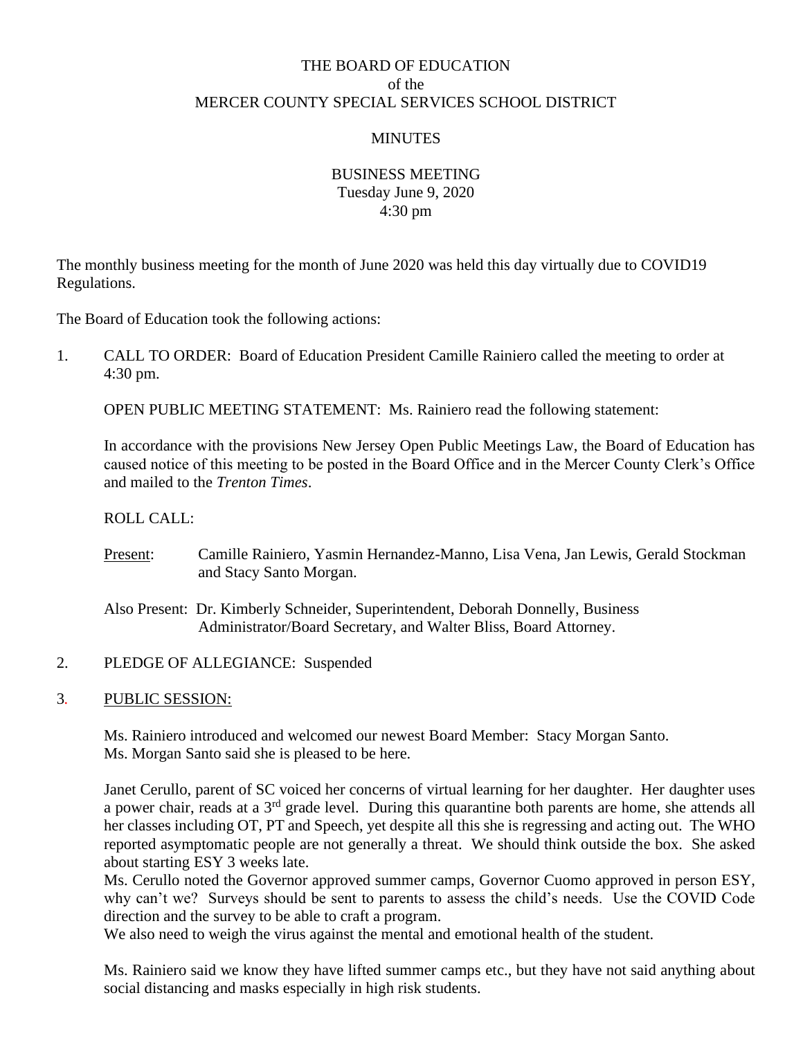# THE BOARD OF EDUCATION
## of the
## MERCER COUNTY SPECIAL SERVICES SCHOOL DISTRICT

### MINUTES

### BUSINESS MEETING
Tuesday June 9, 2020
4:30 pm

The monthly business meeting for the month of June 2020 was held this day virtually due to COVID19 Regulations.

The Board of Education took the following actions:

1. CALL TO ORDER: Board of Education President Camille Rainiero called the meeting to order at 4:30 pm.

   OPEN PUBLIC MEETING STATEMENT: Ms. Rainiero read the following statement:

   In accordance with the provisions New Jersey Open Public Meetings Law, the Board of Education has caused notice of this meeting to be posted in the Board Office and in the Mercer County Clerk's Office and mailed to the *Trenton Times*.

   ROLL CALL:

   Present: Camille Rainiero, Yasmin Hernandez-Manno, Lisa Vena, Jan Lewis, Gerald Stockman and Stacy Santo Morgan.

   Also Present: Dr. Kimberly Schneider, Superintendent, Deborah Donnelly, Business Administrator/Board Secretary, and Walter Bliss, Board Attorney.

2. PLEDGE OF ALLEGIANCE: Suspended

3. PUBLIC SESSION:

   Ms. Rainiero introduced and welcomed our newest Board Member: Stacy Morgan Santo.
   Ms. Morgan Santo said she is pleased to be here.

   Janet Cerullo, parent of SC voiced her concerns of virtual learning for her daughter. Her daughter uses a power chair, reads at a 3rd grade level. During this quarantine both parents are home, she attends all her classes including OT, PT and Speech, yet despite all this she is regressing and acting out. The WHO reported asymptomatic people are not generally a threat. We should think outside the box. She asked about starting ESY 3 weeks late.
   Ms. Cerullo noted the Governor approved summer camps, Governor Cuomo approved in person ESY, why can't we? Surveys should be sent to parents to assess the child's needs. Use the COVID Code direction and the survey to be able to craft a program.
   We also need to weigh the virus against the mental and emotional health of the student.

   Ms. Rainiero said we know they have lifted summer camps etc., but they have not said anything about social distancing and masks especially in high risk students.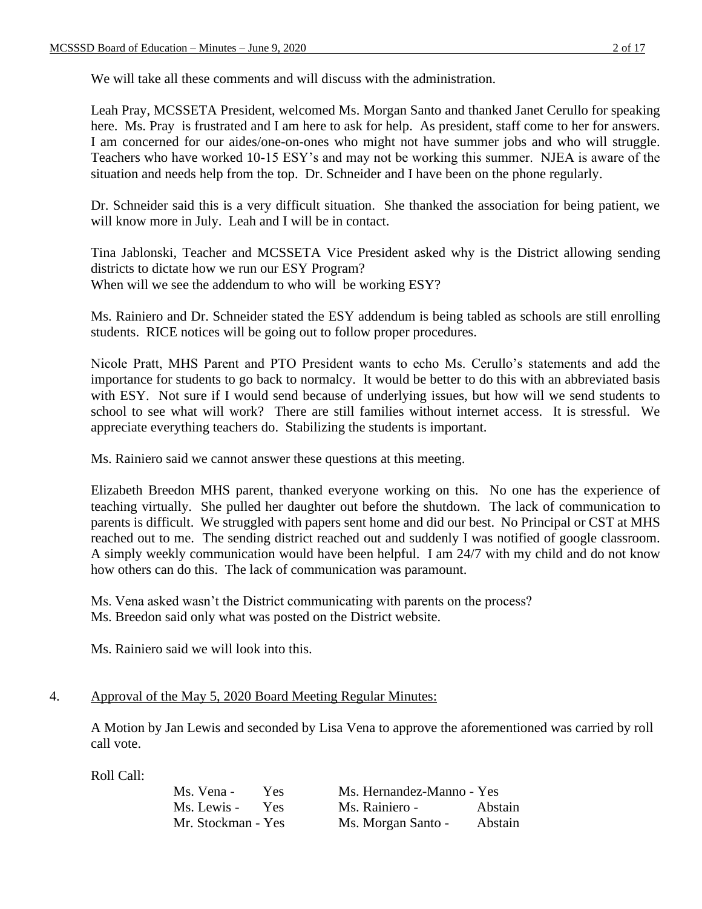We will take all these comments and will discuss with the administration.

Leah Pray, MCSSETA President, welcomed Ms. Morgan Santo and thanked Janet Cerullo for speaking here. Ms. Pray is frustrated and I am here to ask for help. As president, staff come to her for answers. I am concerned for our aides/one-on-ones who might not have summer jobs and who will struggle. Teachers who have worked 10-15 ESY's and may not be working this summer. NJEA is aware of the situation and needs help from the top. Dr. Schneider and I have been on the phone regularly.

Dr. Schneider said this is a very difficult situation. She thanked the association for being patient, we will know more in July. Leah and I will be in contact.

Tina Jablonski, Teacher and MCSSETA Vice President asked why is the District allowing sending districts to dictate how we run our ESY Program?
When will we see the addendum to who will be working ESY?

Ms. Rainiero and Dr. Schneider stated the ESY addendum is being tabled as schools are still enrolling students. RICE notices will be going out to follow proper procedures.

Nicole Pratt, MHS Parent and PTO President wants to echo Ms. Cerullo's statements and add the importance for students to go back to normalcy. It would be better to do this with an abbreviated basis with ESY. Not sure if I would send because of underlying issues, but how will we send students to school to see what will work? There are still families without internet access. It is stressful. We appreciate everything teachers do. Stabilizing the students is important.

Ms. Rainiero said we cannot answer these questions at this meeting.

Elizabeth Breedon MHS parent, thanked everyone working on this. No one has the experience of teaching virtually. She pulled her daughter out before the shutdown. The lack of communication to parents is difficult. We struggled with papers sent home and did our best. No Principal or CST at MHS reached out to me. The sending district reached out and suddenly I was notified of google classroom. A simply weekly communication would have been helpful. I am 24/7 with my child and do not know how others can do this. The lack of communication was paramount.

Ms. Vena asked wasn't the District communicating with parents on the process?
Ms. Breedon said only what was posted on the District website.

Ms. Rainiero said we will look into this.

4. Approval of the May 5, 2020 Board Meeting Regular Minutes:

A Motion by Jan Lewis and seconded by Lisa Vena to approve the aforementioned was carried by roll call vote.

Roll Call:

| | | | |
|---|---|---|---|
| Ms. Vena - | Yes | Ms. Hernandez-Manno - | Yes |
| Ms. Lewis - | Yes | Ms. Rainiero - | Abstain |
| Mr. Stockman - | Yes | Ms. Morgan Santo - | Abstain |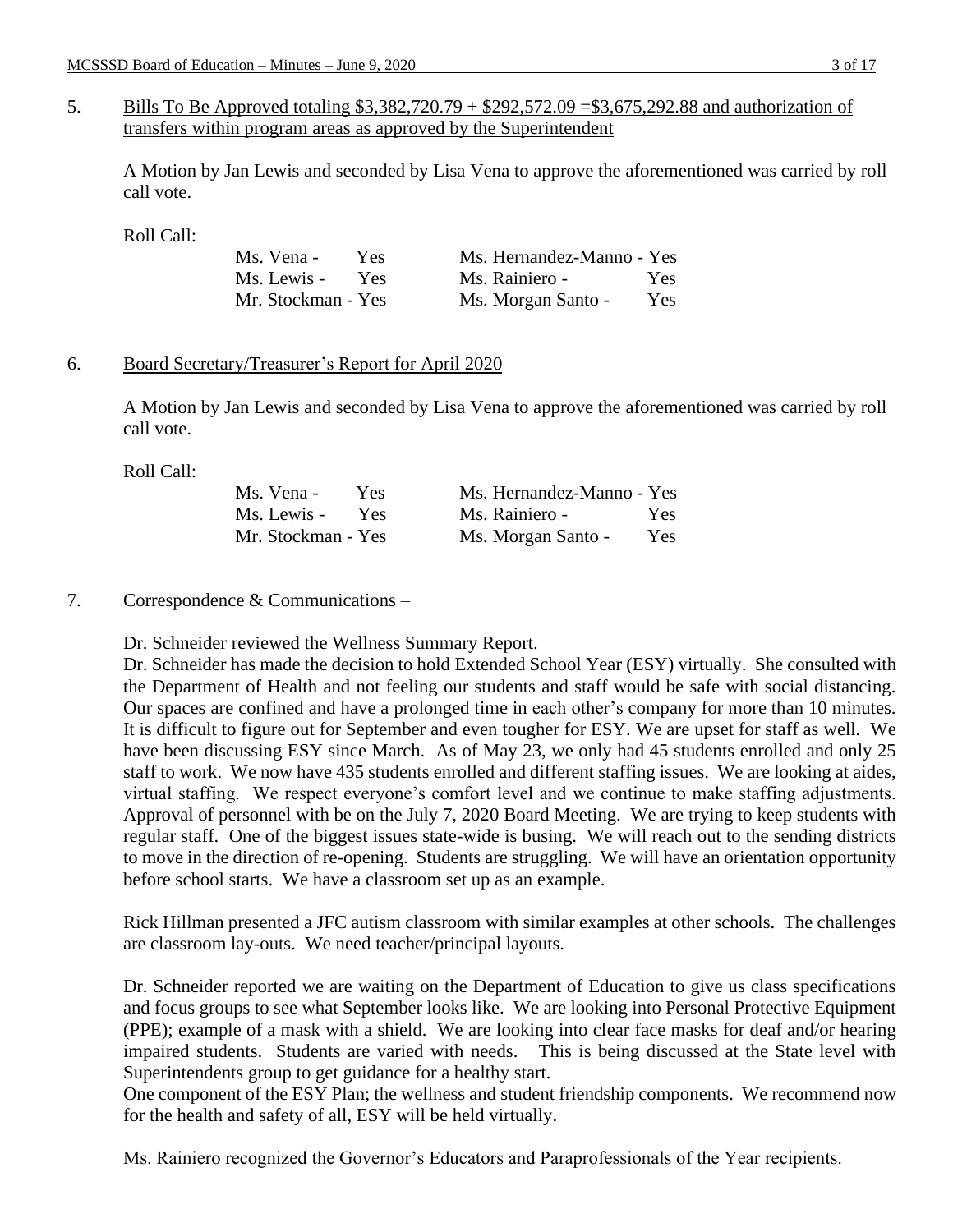5. <u>Bills To Be Approved totaling $3,382,720.79 + $292,572.09 =$3,675,292.88 and authorization of transfers within program areas as approved by the Superintendent</u>

A Motion by Jan Lewis and seconded by Lisa Vena to approve the aforementioned was carried by roll call vote.

Roll Call:

| | |
|---|---|
| Ms. Vena - Yes | Ms. Hernandez-Manno - Yes |
| Ms. Lewis - Yes | Ms. Rainiero - Yes |
| Mr. Stockman - Yes | Ms. Morgan Santo - Yes |

6. <u>Board Secretary/Treasurer's Report for April 2020</u>

A Motion by Jan Lewis and seconded by Lisa Vena to approve the aforementioned was carried by roll call vote.

Roll Call:

| | |
|---|---|
| Ms. Vena - Yes | Ms. Hernandez-Manno - Yes |
| Ms. Lewis - Yes | Ms. Rainiero - Yes |
| Mr. Stockman - Yes | Ms. Morgan Santo - Yes |

7. <u>Correspondence & Communications –</u>

Dr. Schneider reviewed the Wellness Summary Report.
Dr. Schneider has made the decision to hold Extended School Year (ESY) virtually. She consulted with the Department of Health and not feeling our students and staff would be safe with social distancing. Our spaces are confined and have a prolonged time in each other's company for more than 10 minutes. It is difficult to figure out for September and even tougher for ESY. We are upset for staff as well. We have been discussing ESY since March. As of May 23, we only had 45 students enrolled and only 25 staff to work. We now have 435 students enrolled and different staffing issues. We are looking at aides, virtual staffing. We respect everyone's comfort level and we continue to make staffing adjustments. Approval of personnel with be on the July 7, 2020 Board Meeting. We are trying to keep students with regular staff. One of the biggest issues state-wide is busing. We will reach out to the sending districts to move in the direction of re-opening. Students are struggling. We will have an orientation opportunity before school starts. We have a classroom set up as an example.

Rick Hillman presented a JFC autism classroom with similar examples at other schools. The challenges are classroom lay-outs. We need teacher/principal layouts.

Dr. Schneider reported we are waiting on the Department of Education to give us class specifications and focus groups to see what September looks like. We are looking into Personal Protective Equipment (PPE); example of a mask with a shield. We are looking into clear face masks for deaf and/or hearing impaired students. Students are varied with needs. This is being discussed at the State level with Superintendents group to get guidance for a healthy start.
One component of the ESY Plan; the wellness and student friendship components. We recommend now for the health and safety of all, ESY will be held virtually.

Ms. Rainiero recognized the Governor's Educators and Paraprofessionals of the Year recipients.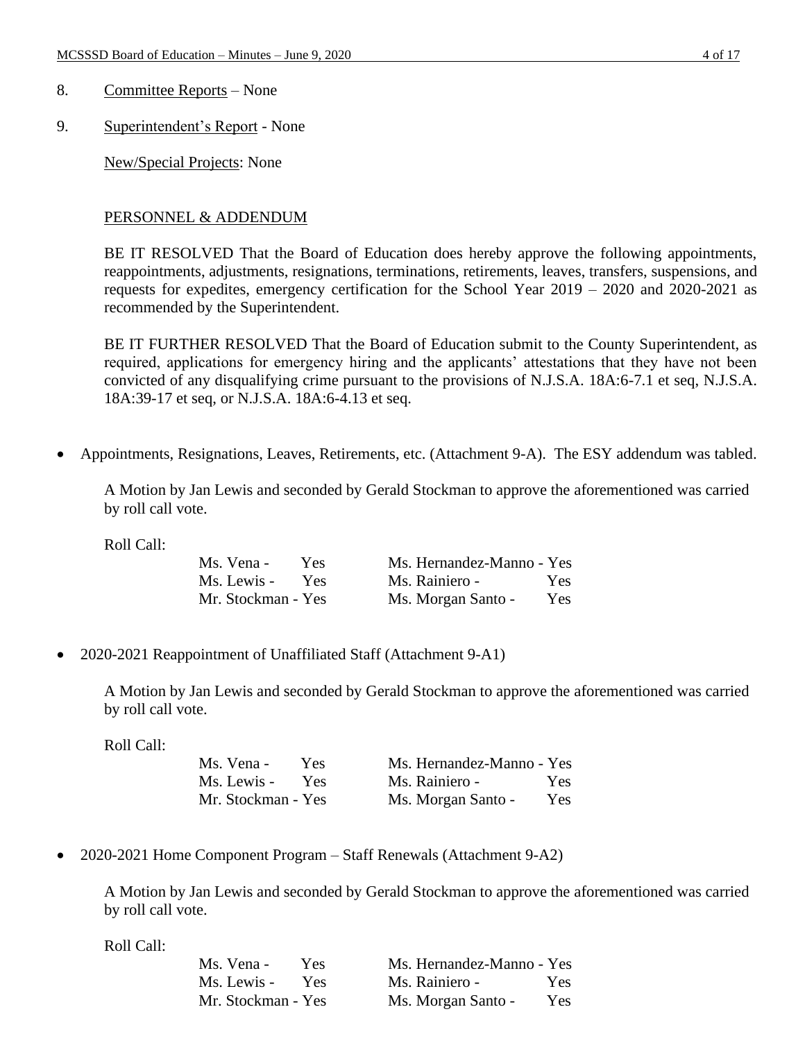8. <u>Committee Reports</u> – None

9. <u>Superintendent's Report</u> - None

   <u>New/Special Projects</u>: None

   <u>PERSONNEL & ADDENDUM</u>

   BE IT RESOLVED That the Board of Education does hereby approve the following appointments, reappointments, adjustments, resignations, terminations, retirements, leaves, transfers, suspensions, and requests for expedites, emergency certification for the School Year 2019 – 2020 and 2020-2021 as recommended by the Superintendent.

   BE IT FURTHER RESOLVED That the Board of Education submit to the County Superintendent, as required, applications for emergency hiring and the applicants' attestations that they have not been convicted of any disqualifying crime pursuant to the provisions of N.J.S.A. 18A:6-7.1 et seq, N.J.S.A. 18A:39-17 et seq, or N.J.S.A. 18A:6-4.13 et seq.

- Appointments, Resignations, Leaves, Retirements, etc. (Attachment 9-A). The ESY addendum was tabled.

  A Motion by Jan Lewis and seconded by Gerald Stockman to approve the aforementioned was carried by roll call vote.

  Roll Call:

  | | |
  |---|---|
  | Ms. Vena - Yes | Ms. Hernandez-Manno - Yes |
  | Ms. Lewis - Yes | Ms. Rainiero - Yes |
  | Mr. Stockman - Yes | Ms. Morgan Santo - Yes |

- 2020-2021 Reappointment of Unaffiliated Staff (Attachment 9-A1)

  A Motion by Jan Lewis and seconded by Gerald Stockman to approve the aforementioned was carried by roll call vote.

  Roll Call:

  | | |
  |---|---|
  | Ms. Vena - Yes | Ms. Hernandez-Manno - Yes |
  | Ms. Lewis - Yes | Ms. Rainiero - Yes |
  | Mr. Stockman - Yes | Ms. Morgan Santo - Yes |

- 2020-2021 Home Component Program – Staff Renewals (Attachment 9-A2)

  A Motion by Jan Lewis and seconded by Gerald Stockman to approve the aforementioned was carried by roll call vote.

  Roll Call:

  | | |
  |---|---|
  | Ms. Vena - Yes | Ms. Hernandez-Manno - Yes |
  | Ms. Lewis - Yes | Ms. Rainiero - Yes |
  | Mr. Stockman - Yes | Ms. Morgan Santo - Yes |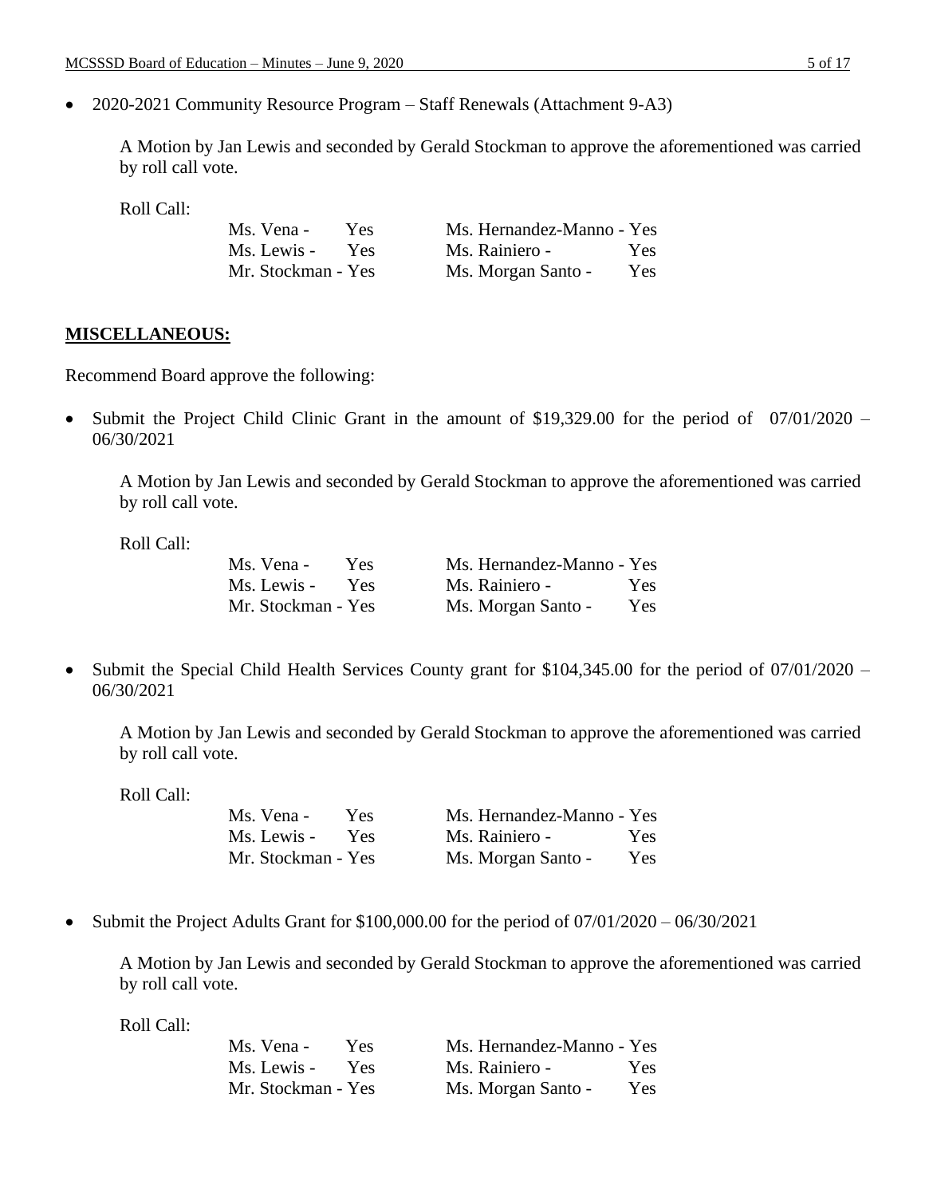- 2020-2021 Community Resource Program – Staff Renewals (Attachment 9-A3)

  A Motion by Jan Lewis and seconded by Gerald Stockman to approve the aforementioned was carried by roll call vote.

  Roll Call:

  | | |
  |---|---|
  | Ms. Vena - Yes | Ms. Hernandez-Manno - Yes |
  | Ms. Lewis - Yes | Ms. Rainiero - Yes |
  | Mr. Stockman - Yes | Ms. Morgan Santo - Yes |

**MISCELLANEOUS:**

Recommend Board approve the following:

- Submit the Project Child Clinic Grant in the amount of $19,329.00 for the period of 07/01/2020 – 06/30/2021

  A Motion by Jan Lewis and seconded by Gerald Stockman to approve the aforementioned was carried by roll call vote.

  Roll Call:

  | | |
  |---|---|
  | Ms. Vena - Yes | Ms. Hernandez-Manno - Yes |
  | Ms. Lewis - Yes | Ms. Rainiero - Yes |
  | Mr. Stockman - Yes | Ms. Morgan Santo - Yes |

- Submit the Special Child Health Services County grant for $104,345.00 for the period of 07/01/2020 – 06/30/2021

  A Motion by Jan Lewis and seconded by Gerald Stockman to approve the aforementioned was carried by roll call vote.

  Roll Call:

  | | |
  |---|---|
  | Ms. Vena - Yes | Ms. Hernandez-Manno - Yes |
  | Ms. Lewis - Yes | Ms. Rainiero - Yes |
  | Mr. Stockman - Yes | Ms. Morgan Santo - Yes |

- Submit the Project Adults Grant for $100,000.00 for the period of 07/01/2020 – 06/30/2021

  A Motion by Jan Lewis and seconded by Gerald Stockman to approve the aforementioned was carried by roll call vote.

  Roll Call:

  | | |
  |---|---|
  | Ms. Vena - Yes | Ms. Hernandez-Manno - Yes |
  | Ms. Lewis - Yes | Ms. Rainiero - Yes |
  | Mr. Stockman - Yes | Ms. Morgan Santo - Yes |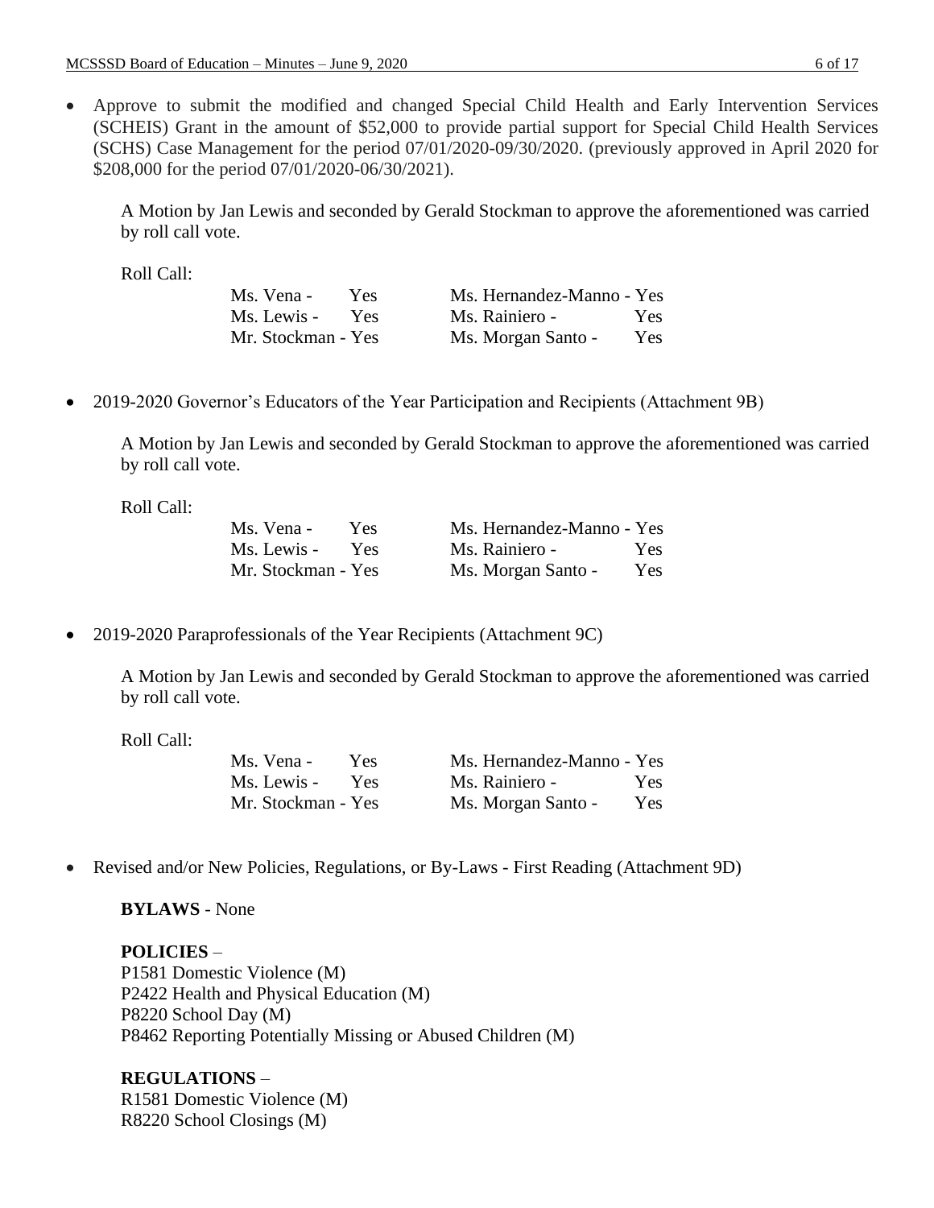- Approve to submit the modified and changed Special Child Health and Early Intervention Services (SCHEIS) Grant in the amount of $52,000 to provide partial support for Special Child Health Services (SCHS) Case Management for the period 07/01/2020-09/30/2020. (previously approved in April 2020 for $208,000 for the period 07/01/2020-06/30/2021).

  A Motion by Jan Lewis and seconded by Gerald Stockman to approve the aforementioned was carried by roll call vote.

  Roll Call:

  | | |
  |---|---|
  | Ms. Vena - Yes | Ms. Hernandez-Manno - Yes |
  | Ms. Lewis - Yes | Ms. Rainiero - Yes |
  | Mr. Stockman - Yes | Ms. Morgan Santo - Yes |

- 2019-2020 Governor's Educators of the Year Participation and Recipients (Attachment 9B)

  A Motion by Jan Lewis and seconded by Gerald Stockman to approve the aforementioned was carried by roll call vote.

  Roll Call:

  | | |
  |---|---|
  | Ms. Vena - Yes | Ms. Hernandez-Manno - Yes |
  | Ms. Lewis - Yes | Ms. Rainiero - Yes |
  | Mr. Stockman - Yes | Ms. Morgan Santo - Yes |

- 2019-2020 Paraprofessionals of the Year Recipients (Attachment 9C)

  A Motion by Jan Lewis and seconded by Gerald Stockman to approve the aforementioned was carried by roll call vote.

  Roll Call:

  | | |
  |---|---|
  | Ms. Vena - Yes | Ms. Hernandez-Manno - Yes |
  | Ms. Lewis - Yes | Ms. Rainiero - Yes |
  | Mr. Stockman - Yes | Ms. Morgan Santo - Yes |

- Revised and/or New Policies, Regulations, or By-Laws - First Reading (Attachment 9D)

  **BYLAWS** - None

  **POLICIES** –
  P1581 Domestic Violence (M)
  P2422 Health and Physical Education (M)
  P8220 School Day (M)
  P8462 Reporting Potentially Missing or Abused Children (M)

  **REGULATIONS** –
  R1581 Domestic Violence (M)
  R8220 School Closings (M)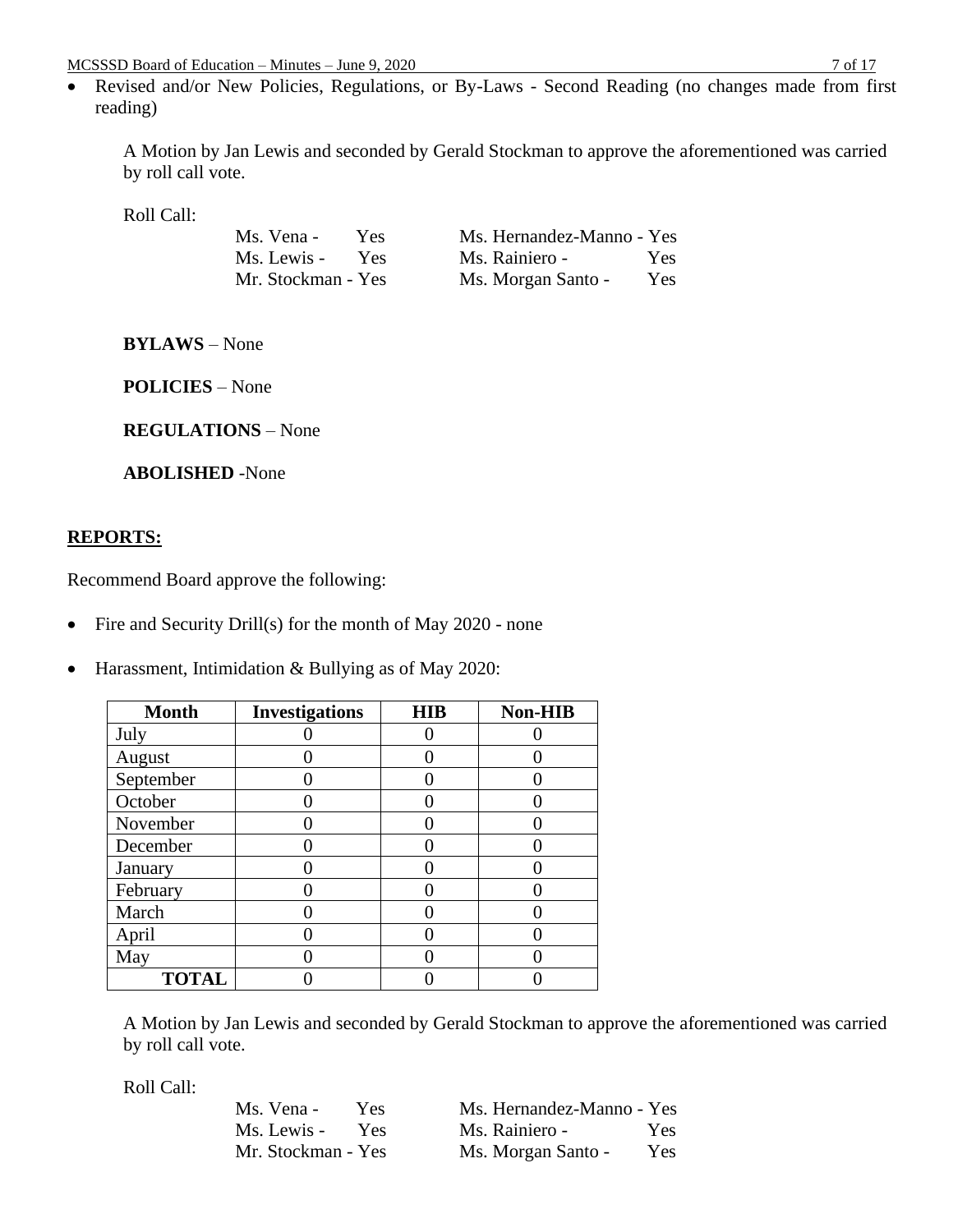- Revised and/or New Policies, Regulations, or By-Laws - Second Reading (no changes made from first reading)

A Motion by Jan Lewis and seconded by Gerald Stockman to approve the aforementioned was carried by roll call vote.

Roll Call:

| | |
|---|---|
| Ms. Vena - Yes | Ms. Hernandez-Manno - Yes |
| Ms. Lewis - Yes | Ms. Rainiero - Yes |
| Mr. Stockman - Yes | Ms. Morgan Santo - Yes |

**BYLAWS** – None

**POLICIES** – None

**REGULATIONS** – None

**ABOLISHED** -None

## REPORTS:

Recommend Board approve the following:

- Fire and Security Drill(s) for the month of May 2020 - none
- Harassment, Intimidation & Bullying as of May 2020:

| Month | Investigations | HIB | Non-HIB |
|---|---|---|---|
| July | 0 | 0 | 0 |
| August | 0 | 0 | 0 |
| September | 0 | 0 | 0 |
| October | 0 | 0 | 0 |
| November | 0 | 0 | 0 |
| December | 0 | 0 | 0 |
| January | 0 | 0 | 0 |
| February | 0 | 0 | 0 |
| March | 0 | 0 | 0 |
| April | 0 | 0 | 0 |
| May | 0 | 0 | 0 |
| **TOTAL** | 0 | 0 | 0 |

A Motion by Jan Lewis and seconded by Gerald Stockman to approve the aforementioned was carried by roll call vote.

Roll Call:

| | |
|---|---|
| Ms. Vena - Yes | Ms. Hernandez-Manno - Yes |
| Ms. Lewis - Yes | Ms. Rainiero - Yes |
| Mr. Stockman - Yes | Ms. Morgan Santo - Yes |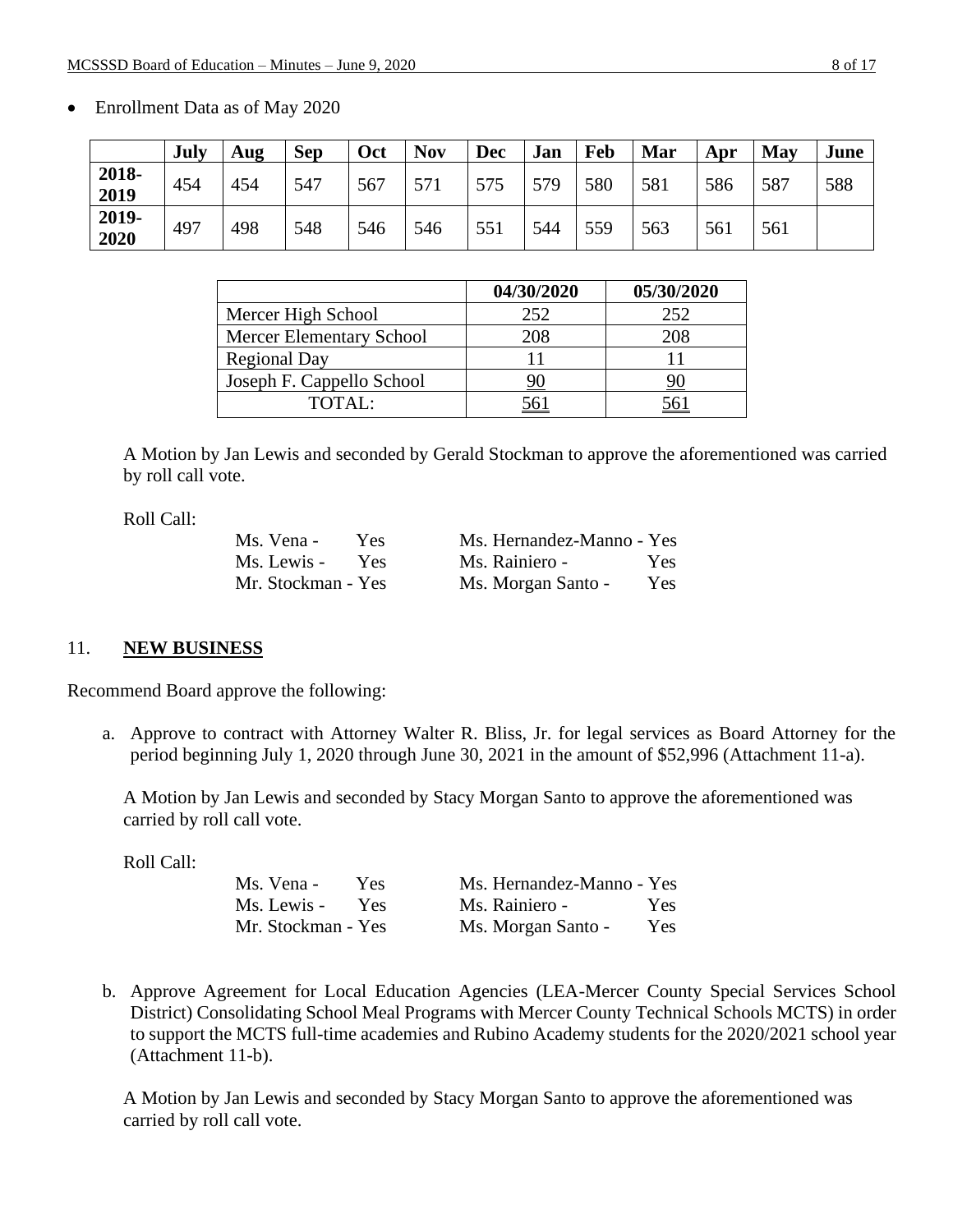- Enrollment Data as of May 2020

| | **July** | **Aug** | **Sep** | **Oct** | **Nov** | **Dec** | **Jan** | **Feb** | **Mar** | **Apr** | **May** | **June** |
|---|---|---|---|---|---|---|---|---|---|---|---|---|
| **2018-2019** | 454 | 454 | 547 | 567 | 571 | 575 | 579 | 580 | 581 | 586 | 587 | 588 |
| **2019-2020** | 497 | 498 | 548 | 546 | 546 | 551 | 544 | 559 | 563 | 561 | 561 | |

| | **04/30/2020** | **05/30/2020** |
|---|---|---|
| Mercer High School | 252 | 252 |
| Mercer Elementary School | 208 | 208 |
| Regional Day | 11 | 11 |
| Joseph F. Cappello School | 90 | 90 |
| TOTAL: | 561 | 561 |

A Motion by Jan Lewis and seconded by Gerald Stockman to approve the aforementioned was carried by roll call vote.

Roll Call:

| | |
|---|---|
| Ms. Vena - Yes | Ms. Hernandez-Manno - Yes |
| Ms. Lewis - Yes | Ms. Rainiero - Yes |
| Mr. Stockman - Yes | Ms. Morgan Santo - Yes |

## 11. **NEW BUSINESS**

Recommend Board approve the following:

a. Approve to contract with Attorney Walter R. Bliss, Jr. for legal services as Board Attorney for the period beginning July 1, 2020 through June 30, 2021 in the amount of $52,996 (Attachment 11-a).

A Motion by Jan Lewis and seconded by Stacy Morgan Santo to approve the aforementioned was carried by roll call vote.

Roll Call:

| | |
|---|---|
| Ms. Vena - Yes | Ms. Hernandez-Manno - Yes |
| Ms. Lewis - Yes | Ms. Rainiero - Yes |
| Mr. Stockman - Yes | Ms. Morgan Santo - Yes |

b. Approve Agreement for Local Education Agencies (LEA-Mercer County Special Services School District) Consolidating School Meal Programs with Mercer County Technical Schools MCTS) in order to support the MCTS full-time academies and Rubino Academy students for the 2020/2021 school year (Attachment 11-b).

A Motion by Jan Lewis and seconded by Stacy Morgan Santo to approve the aforementioned was carried by roll call vote.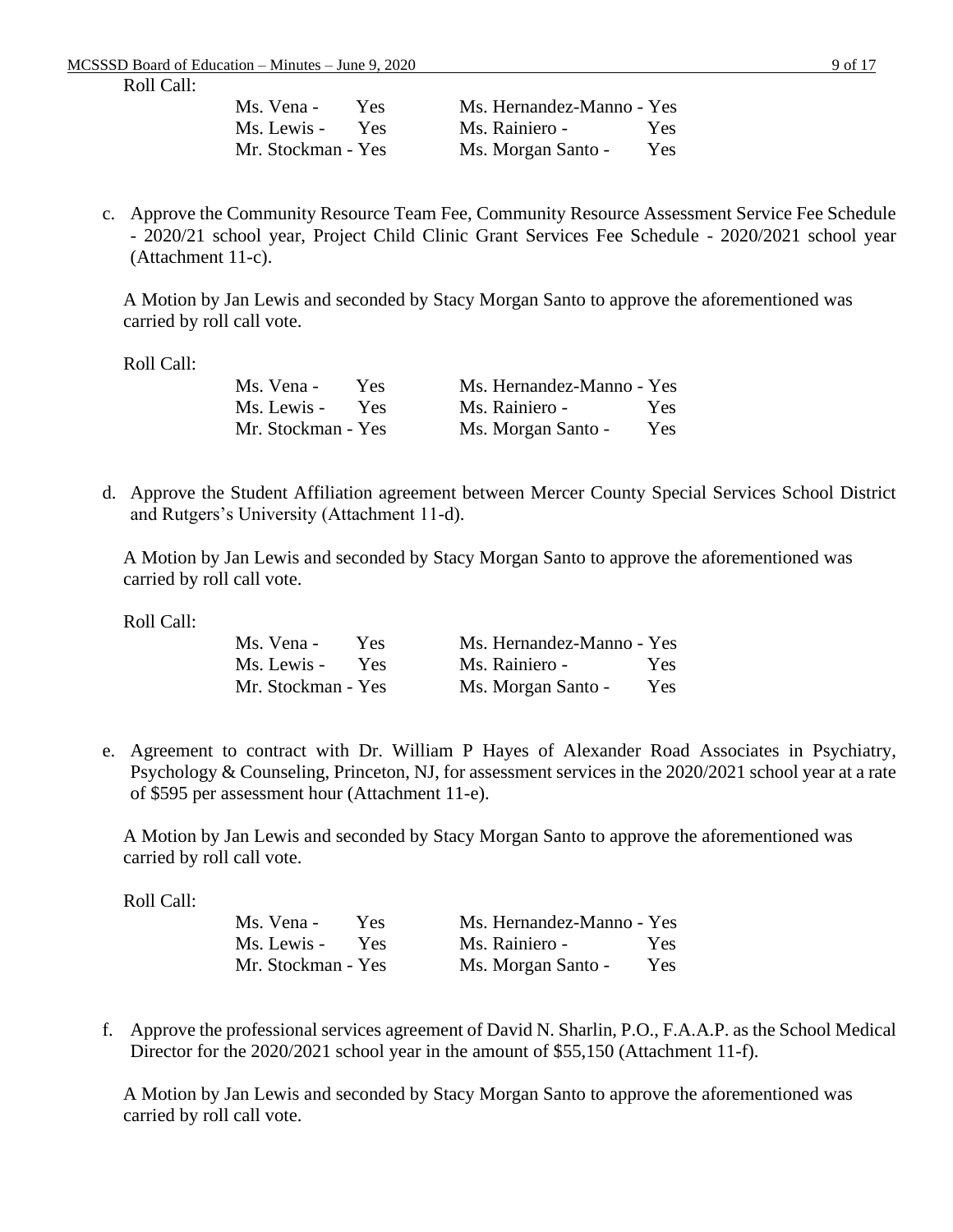Roll Call:

| | |
|---|---|
| Ms. Vena - Yes | Ms. Hernandez-Manno - Yes |
| Ms. Lewis - Yes | Ms. Rainiero - Yes |
| Mr. Stockman - Yes | Ms. Morgan Santo - Yes |

c. Approve the Community Resource Team Fee, Community Resource Assessment Service Fee Schedule - 2020/21 school year, Project Child Clinic Grant Services Fee Schedule - 2020/2021 school year (Attachment 11-c).

A Motion by Jan Lewis and seconded by Stacy Morgan Santo to approve the aforementioned was carried by roll call vote.

Roll Call:

| | |
|---|---|
| Ms. Vena - Yes | Ms. Hernandez-Manno - Yes |
| Ms. Lewis - Yes | Ms. Rainiero - Yes |
| Mr. Stockman - Yes | Ms. Morgan Santo - Yes |

d. Approve the Student Affiliation agreement between Mercer County Special Services School District and Rutgers's University (Attachment 11-d).

A Motion by Jan Lewis and seconded by Stacy Morgan Santo to approve the aforementioned was carried by roll call vote.

Roll Call:

| | |
|---|---|
| Ms. Vena - Yes | Ms. Hernandez-Manno - Yes |
| Ms. Lewis - Yes | Ms. Rainiero - Yes |
| Mr. Stockman - Yes | Ms. Morgan Santo - Yes |

e. Agreement to contract with Dr. William P Hayes of Alexander Road Associates in Psychiatry, Psychology & Counseling, Princeton, NJ, for assessment services in the 2020/2021 school year at a rate of $595 per assessment hour (Attachment 11-e).

A Motion by Jan Lewis and seconded by Stacy Morgan Santo to approve the aforementioned was carried by roll call vote.

Roll Call:

| | |
|---|---|
| Ms. Vena - Yes | Ms. Hernandez-Manno - Yes |
| Ms. Lewis - Yes | Ms. Rainiero - Yes |
| Mr. Stockman - Yes | Ms. Morgan Santo - Yes |

f. Approve the professional services agreement of David N. Sharlin, P.O., F.A.A.P. as the School Medical Director for the 2020/2021 school year in the amount of $55,150 (Attachment 11-f).

A Motion by Jan Lewis and seconded by Stacy Morgan Santo to approve the aforementioned was carried by roll call vote.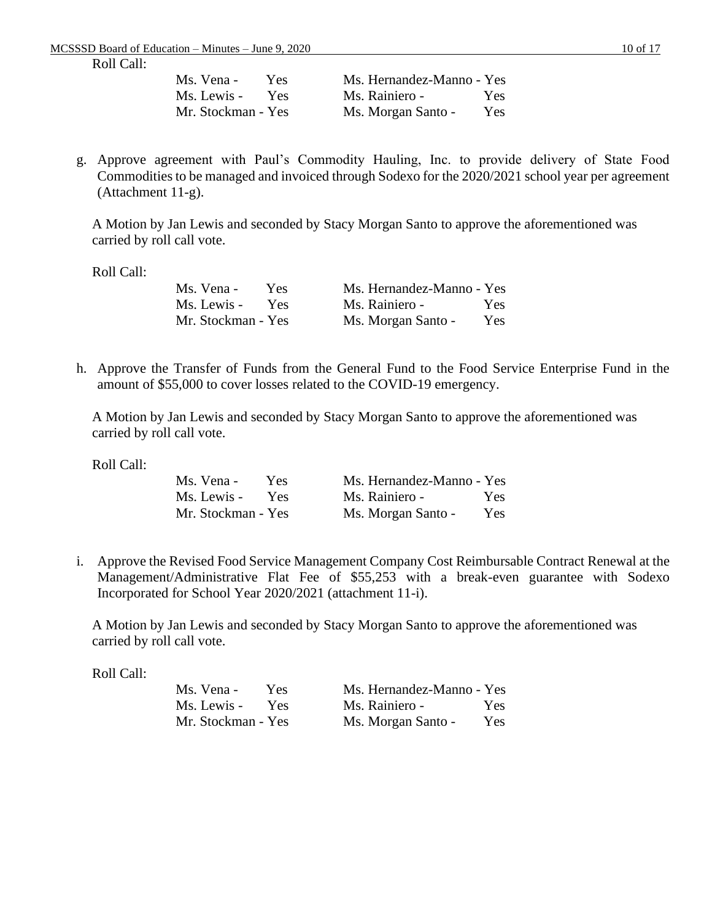Roll Call:

| | |
|---|---|
| Ms. Vena - Yes | Ms. Hernandez-Manno - Yes |
| Ms. Lewis - Yes | Ms. Rainiero - Yes |
| Mr. Stockman - Yes | Ms. Morgan Santo - Yes |

g. Approve agreement with Paul's Commodity Hauling, Inc. to provide delivery of State Food Commodities to be managed and invoiced through Sodexo for the 2020/2021 school year per agreement (Attachment 11-g).

A Motion by Jan Lewis and seconded by Stacy Morgan Santo to approve the aforementioned was carried by roll call vote.

Roll Call:

| | |
|---|---|
| Ms. Vena - Yes | Ms. Hernandez-Manno - Yes |
| Ms. Lewis - Yes | Ms. Rainiero - Yes |
| Mr. Stockman - Yes | Ms. Morgan Santo - Yes |

h. Approve the Transfer of Funds from the General Fund to the Food Service Enterprise Fund in the amount of $55,000 to cover losses related to the COVID-19 emergency.

A Motion by Jan Lewis and seconded by Stacy Morgan Santo to approve the aforementioned was carried by roll call vote.

Roll Call:

| | |
|---|---|
| Ms. Vena - Yes | Ms. Hernandez-Manno - Yes |
| Ms. Lewis - Yes | Ms. Rainiero - Yes |
| Mr. Stockman - Yes | Ms. Morgan Santo - Yes |

i. Approve the Revised Food Service Management Company Cost Reimbursable Contract Renewal at the Management/Administrative Flat Fee of $55,253 with a break-even guarantee with Sodexo Incorporated for School Year 2020/2021 (attachment 11-i).

A Motion by Jan Lewis and seconded by Stacy Morgan Santo to approve the aforementioned was carried by roll call vote.

Roll Call:

| | |
|---|---|
| Ms. Vena - Yes | Ms. Hernandez-Manno - Yes |
| Ms. Lewis - Yes | Ms. Rainiero - Yes |
| Mr. Stockman - Yes | Ms. Morgan Santo - Yes |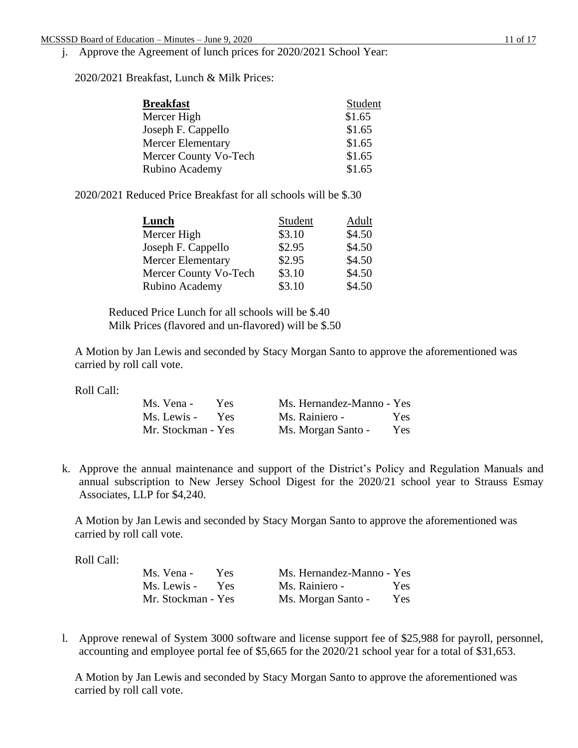j. Approve the Agreement of lunch prices for 2020/2021 School Year:

2020/2021 Breakfast, Lunch & Milk Prices:

| **Breakfast** | Student |
|---|---|
| Mercer High | $1.65 |
| Joseph F. Cappello | $1.65 |
| Mercer Elementary | $1.65 |
| Mercer County Vo-Tech | $1.65 |
| Rubino Academy | $1.65 |

2020/2021 Reduced Price Breakfast for all schools will be $.30

| **Lunch** | Student | Adult |
|---|---|---|
| Mercer High | $3.10 | $4.50 |
| Joseph F. Cappello | $2.95 | $4.50 |
| Mercer Elementary | $2.95 | $4.50 |
| Mercer County Vo-Tech | $3.10 | $4.50 |
| Rubino Academy | $3.10 | $4.50 |

Reduced Price Lunch for all schools will be $.40
Milk Prices (flavored and un-flavored) will be $.50

A Motion by Jan Lewis and seconded by Stacy Morgan Santo to approve the aforementioned was carried by roll call vote.

Roll Call:

| | |
|---|---|
| Ms. Vena - Yes | Ms. Hernandez-Manno - Yes |
| Ms. Lewis - Yes | Ms. Rainiero - Yes |
| Mr. Stockman - Yes | Ms. Morgan Santo - Yes |

k. Approve the annual maintenance and support of the District's Policy and Regulation Manuals and annual subscription to New Jersey School Digest for the 2020/21 school year to Strauss Esmay Associates, LLP for $4,240.

A Motion by Jan Lewis and seconded by Stacy Morgan Santo to approve the aforementioned was carried by roll call vote.

Roll Call:

| | |
|---|---|
| Ms. Vena - Yes | Ms. Hernandez-Manno - Yes |
| Ms. Lewis - Yes | Ms. Rainiero - Yes |
| Mr. Stockman - Yes | Ms. Morgan Santo - Yes |

l. Approve renewal of System 3000 software and license support fee of $25,988 for payroll, personnel, accounting and employee portal fee of $5,665 for the 2020/21 school year for a total of $31,653.

A Motion by Jan Lewis and seconded by Stacy Morgan Santo to approve the aforementioned was carried by roll call vote.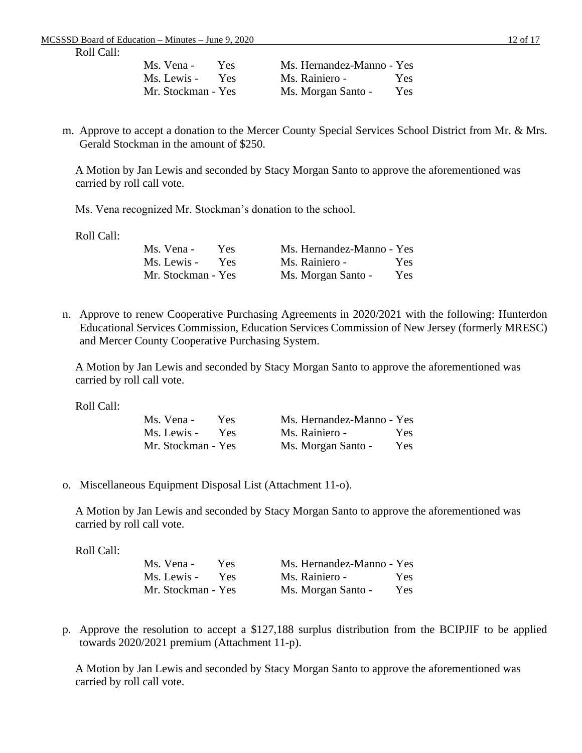Roll Call:

| | |
|---|---|
| Ms. Vena - Yes | Ms. Hernandez-Manno - Yes |
| Ms. Lewis - Yes | Ms. Rainiero - Yes |
| Mr. Stockman - Yes | Ms. Morgan Santo - Yes |

m. Approve to accept a donation to the Mercer County Special Services School District from Mr. & Mrs. Gerald Stockman in the amount of $250.

A Motion by Jan Lewis and seconded by Stacy Morgan Santo to approve the aforementioned was carried by roll call vote.

Ms. Vena recognized Mr. Stockman's donation to the school.

Roll Call:

| | |
|---|---|
| Ms. Vena - Yes | Ms. Hernandez-Manno - Yes |
| Ms. Lewis - Yes | Ms. Rainiero - Yes |
| Mr. Stockman - Yes | Ms. Morgan Santo - Yes |

n. Approve to renew Cooperative Purchasing Agreements in 2020/2021 with the following: Hunterdon Educational Services Commission, Education Services Commission of New Jersey (formerly MRESC) and Mercer County Cooperative Purchasing System.

A Motion by Jan Lewis and seconded by Stacy Morgan Santo to approve the aforementioned was carried by roll call vote.

Roll Call:

| | |
|---|---|
| Ms. Vena - Yes | Ms. Hernandez-Manno - Yes |
| Ms. Lewis - Yes | Ms. Rainiero - Yes |
| Mr. Stockman - Yes | Ms. Morgan Santo - Yes |

o. Miscellaneous Equipment Disposal List (Attachment 11-o).

A Motion by Jan Lewis and seconded by Stacy Morgan Santo to approve the aforementioned was carried by roll call vote.

Roll Call:

| | |
|---|---|
| Ms. Vena - Yes | Ms. Hernandez-Manno - Yes |
| Ms. Lewis - Yes | Ms. Rainiero - Yes |
| Mr. Stockman - Yes | Ms. Morgan Santo - Yes |

p. Approve the resolution to accept a $127,188 surplus distribution from the BCIPJIF to be applied towards 2020/2021 premium (Attachment 11-p).

A Motion by Jan Lewis and seconded by Stacy Morgan Santo to approve the aforementioned was carried by roll call vote.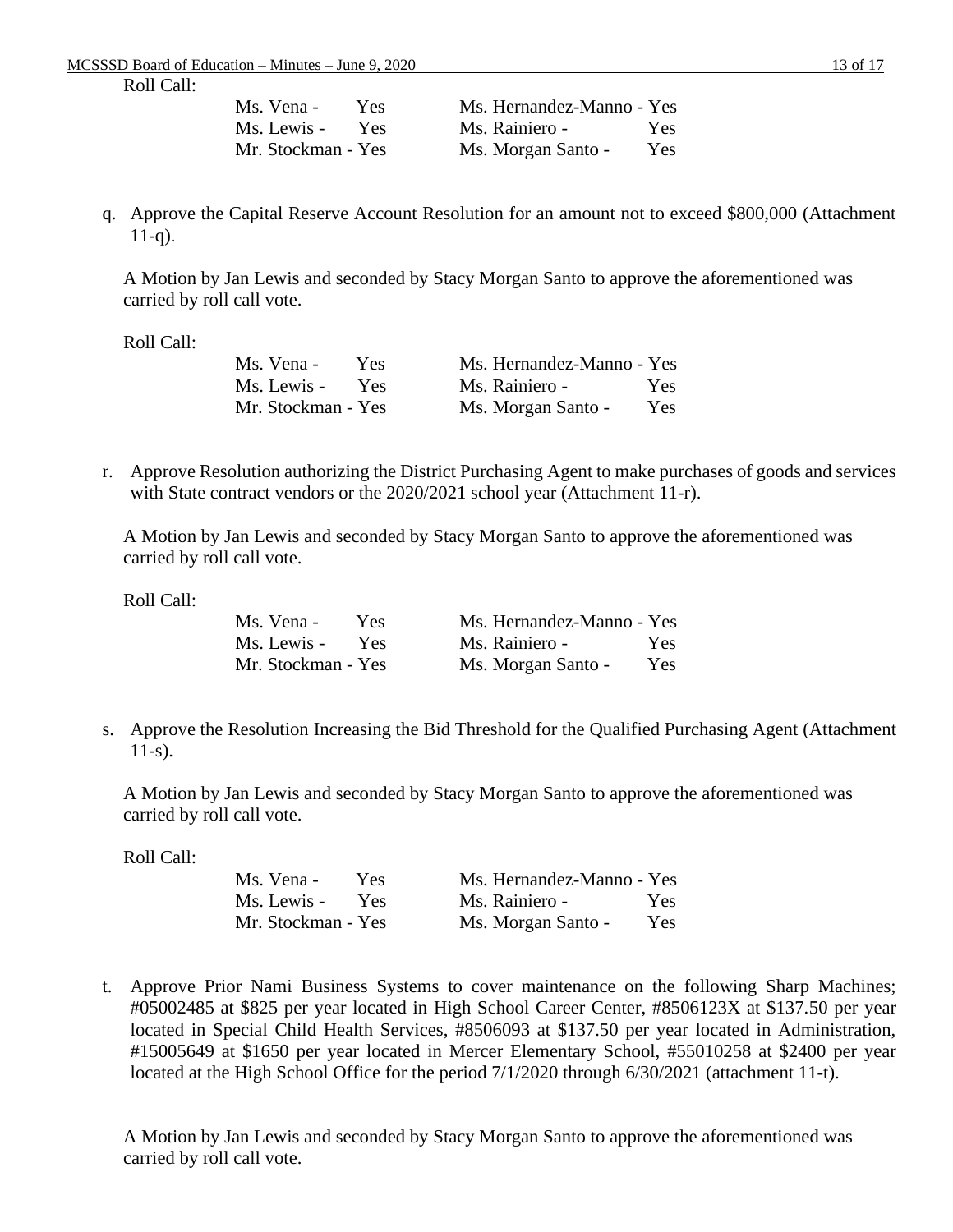Roll Call:

| | |
|---|---|
| Ms. Vena - Yes | Ms. Hernandez-Manno - Yes |
| Ms. Lewis - Yes | Ms. Rainiero - Yes |
| Mr. Stockman - Yes | Ms. Morgan Santo - Yes |

q. Approve the Capital Reserve Account Resolution for an amount not to exceed $800,000 (Attachment 11-q).

A Motion by Jan Lewis and seconded by Stacy Morgan Santo to approve the aforementioned was carried by roll call vote.

Roll Call:

| | |
|---|---|
| Ms. Vena - Yes | Ms. Hernandez-Manno - Yes |
| Ms. Lewis - Yes | Ms. Rainiero - Yes |
| Mr. Stockman - Yes | Ms. Morgan Santo - Yes |

r. Approve Resolution authorizing the District Purchasing Agent to make purchases of goods and services with State contract vendors or the 2020/2021 school year (Attachment 11-r).

A Motion by Jan Lewis and seconded by Stacy Morgan Santo to approve the aforementioned was carried by roll call vote.

Roll Call:

| | |
|---|---|
| Ms. Vena - Yes | Ms. Hernandez-Manno - Yes |
| Ms. Lewis - Yes | Ms. Rainiero - Yes |
| Mr. Stockman - Yes | Ms. Morgan Santo - Yes |

s. Approve the Resolution Increasing the Bid Threshold for the Qualified Purchasing Agent (Attachment 11-s).

A Motion by Jan Lewis and seconded by Stacy Morgan Santo to approve the aforementioned was carried by roll call vote.

Roll Call:

| | |
|---|---|
| Ms. Vena - Yes | Ms. Hernandez-Manno - Yes |
| Ms. Lewis - Yes | Ms. Rainiero - Yes |
| Mr. Stockman - Yes | Ms. Morgan Santo - Yes |

t. Approve Prior Nami Business Systems to cover maintenance on the following Sharp Machines; #05002485 at $825 per year located in High School Career Center, #8506123X at $137.50 per year located in Special Child Health Services, #8506093 at $137.50 per year located in Administration, #15005649 at $1650 per year located in Mercer Elementary School, #55010258 at $2400 per year located at the High School Office for the period 7/1/2020 through 6/30/2021 (attachment 11-t).

A Motion by Jan Lewis and seconded by Stacy Morgan Santo to approve the aforementioned was carried by roll call vote.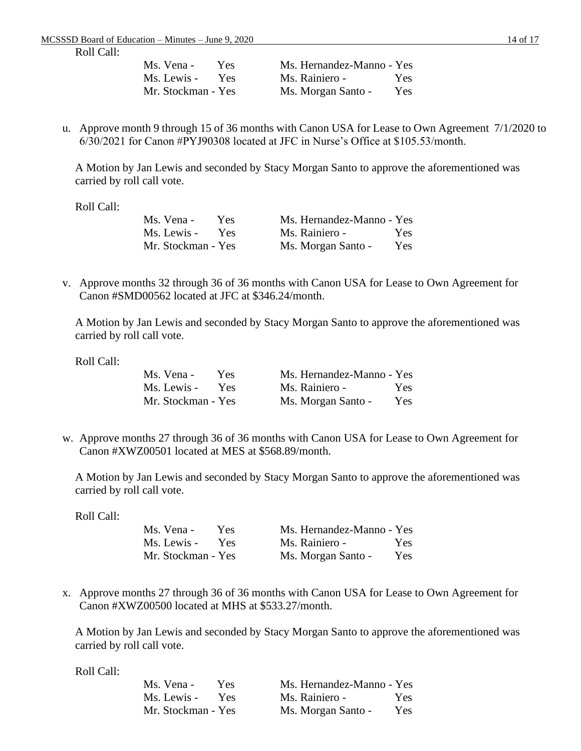Roll Call:

| | |
|---|---|
| Ms. Vena - Yes | Ms. Hernandez-Manno - Yes |
| Ms. Lewis - Yes | Ms. Rainiero - Yes |
| Mr. Stockman - Yes | Ms. Morgan Santo - Yes |

u. Approve month 9 through 15 of 36 months with Canon USA for Lease to Own Agreement 7/1/2020 to 6/30/2021 for Canon #PYJ90308 located at JFC in Nurse's Office at $105.53/month.

A Motion by Jan Lewis and seconded by Stacy Morgan Santo to approve the aforementioned was carried by roll call vote.

Roll Call:

| | |
|---|---|
| Ms. Vena - Yes | Ms. Hernandez-Manno - Yes |
| Ms. Lewis - Yes | Ms. Rainiero - Yes |
| Mr. Stockman - Yes | Ms. Morgan Santo - Yes |

v. Approve months 32 through 36 of 36 months with Canon USA for Lease to Own Agreement for Canon #SMD00562 located at JFC at $346.24/month.

A Motion by Jan Lewis and seconded by Stacy Morgan Santo to approve the aforementioned was carried by roll call vote.

Roll Call:

| | |
|---|---|
| Ms. Vena - Yes | Ms. Hernandez-Manno - Yes |
| Ms. Lewis - Yes | Ms. Rainiero - Yes |
| Mr. Stockman - Yes | Ms. Morgan Santo - Yes |

w. Approve months 27 through 36 of 36 months with Canon USA for Lease to Own Agreement for Canon #XWZ00501 located at MES at $568.89/month.

A Motion by Jan Lewis and seconded by Stacy Morgan Santo to approve the aforementioned was carried by roll call vote.

Roll Call:

| | |
|---|---|
| Ms. Vena - Yes | Ms. Hernandez-Manno - Yes |
| Ms. Lewis - Yes | Ms. Rainiero - Yes |
| Mr. Stockman - Yes | Ms. Morgan Santo - Yes |

x. Approve months 27 through 36 of 36 months with Canon USA for Lease to Own Agreement for Canon #XWZ00500 located at MHS at $533.27/month.

A Motion by Jan Lewis and seconded by Stacy Morgan Santo to approve the aforementioned was carried by roll call vote.

Roll Call:

| | |
|---|---|
| Ms. Vena - Yes | Ms. Hernandez-Manno - Yes |
| Ms. Lewis - Yes | Ms. Rainiero - Yes |
| Mr. Stockman - Yes | Ms. Morgan Santo - Yes |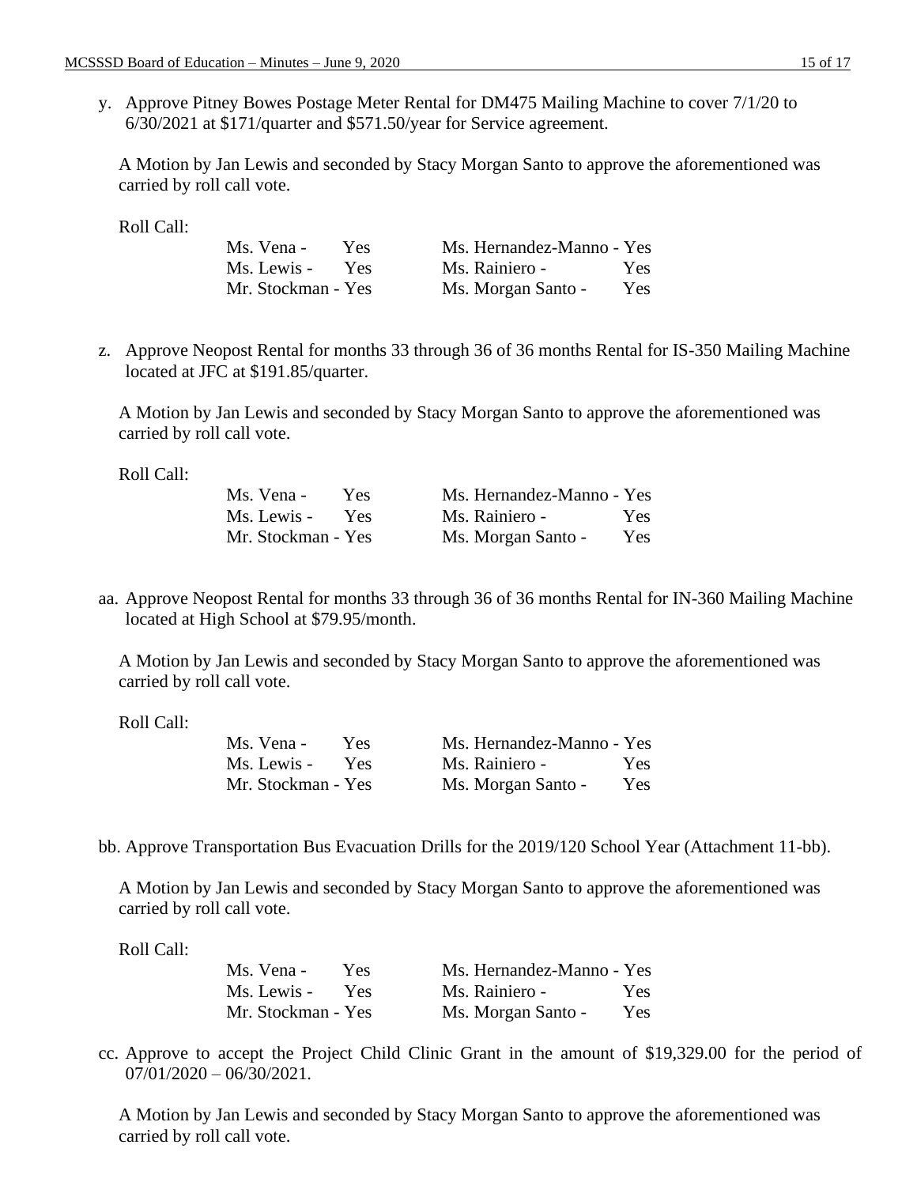y. Approve Pitney Bowes Postage Meter Rental for DM475 Mailing Machine to cover 7/1/20 to 6/30/2021 at $171/quarter and $571.50/year for Service agreement.

A Motion by Jan Lewis and seconded by Stacy Morgan Santo to approve the aforementioned was carried by roll call vote.

Roll Call:

| | |
|---|---|
| Ms. Vena - Yes | Ms. Hernandez-Manno - Yes |
| Ms. Lewis - Yes | Ms. Rainiero - Yes |
| Mr. Stockman - Yes | Ms. Morgan Santo - Yes |

z. Approve Neopost Rental for months 33 through 36 of 36 months Rental for IS-350 Mailing Machine located at JFC at $191.85/quarter.

A Motion by Jan Lewis and seconded by Stacy Morgan Santo to approve the aforementioned was carried by roll call vote.

Roll Call:

| | |
|---|---|
| Ms. Vena - Yes | Ms. Hernandez-Manno - Yes |
| Ms. Lewis - Yes | Ms. Rainiero - Yes |
| Mr. Stockman - Yes | Ms. Morgan Santo - Yes |

aa. Approve Neopost Rental for months 33 through 36 of 36 months Rental for IN-360 Mailing Machine located at High School at $79.95/month.

A Motion by Jan Lewis and seconded by Stacy Morgan Santo to approve the aforementioned was carried by roll call vote.

Roll Call:

| | |
|---|---|
| Ms. Vena - Yes | Ms. Hernandez-Manno - Yes |
| Ms. Lewis - Yes | Ms. Rainiero - Yes |
| Mr. Stockman - Yes | Ms. Morgan Santo - Yes |

bb. Approve Transportation Bus Evacuation Drills for the 2019/120 School Year (Attachment 11-bb).

A Motion by Jan Lewis and seconded by Stacy Morgan Santo to approve the aforementioned was carried by roll call vote.

Roll Call:

| | |
|---|---|
| Ms. Vena - Yes | Ms. Hernandez-Manno - Yes |
| Ms. Lewis - Yes | Ms. Rainiero - Yes |
| Mr. Stockman - Yes | Ms. Morgan Santo - Yes |

cc. Approve to accept the Project Child Clinic Grant in the amount of $19,329.00 for the period of 07/01/2020 – 06/30/2021.

A Motion by Jan Lewis and seconded by Stacy Morgan Santo to approve the aforementioned was carried by roll call vote.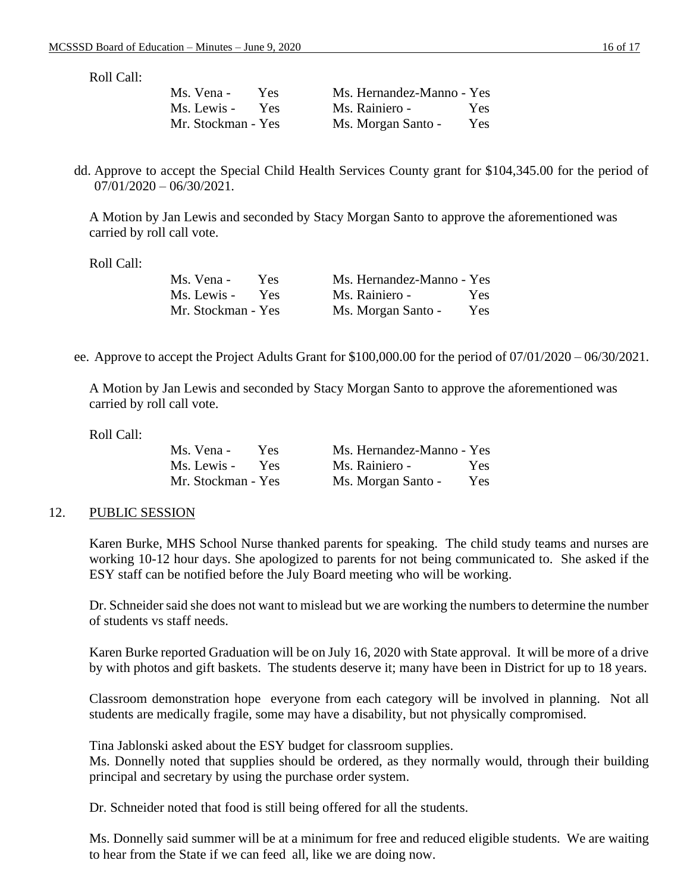Roll Call:

| | |
|---|---|
| Ms. Vena - Yes | Ms. Hernandez-Manno - Yes |
| Ms. Lewis - Yes | Ms. Rainiero - Yes |
| Mr. Stockman - Yes | Ms. Morgan Santo - Yes |

dd. Approve to accept the Special Child Health Services County grant for $104,345.00 for the period of 07/01/2020 – 06/30/2021.

A Motion by Jan Lewis and seconded by Stacy Morgan Santo to approve the aforementioned was carried by roll call vote.

Roll Call:

| | |
|---|---|
| Ms. Vena - Yes | Ms. Hernandez-Manno - Yes |
| Ms. Lewis - Yes | Ms. Rainiero - Yes |
| Mr. Stockman - Yes | Ms. Morgan Santo - Yes |

ee. Approve to accept the Project Adults Grant for $100,000.00 for the period of 07/01/2020 – 06/30/2021.

A Motion by Jan Lewis and seconded by Stacy Morgan Santo to approve the aforementioned was carried by roll call vote.

Roll Call:

| | |
|---|---|
| Ms. Vena - Yes | Ms. Hernandez-Manno - Yes |
| Ms. Lewis - Yes | Ms. Rainiero - Yes |
| Mr. Stockman - Yes | Ms. Morgan Santo - Yes |

12. PUBLIC SESSION

Karen Burke, MHS School Nurse thanked parents for speaking. The child study teams and nurses are working 10-12 hour days. She apologized to parents for not being communicated to. She asked if the ESY staff can be notified before the July Board meeting who will be working.

Dr. Schneider said she does not want to mislead but we are working the numbers to determine the number of students vs staff needs.

Karen Burke reported Graduation will be on July 16, 2020 with State approval. It will be more of a drive by with photos and gift baskets. The students deserve it; many have been in District for up to 18 years.

Classroom demonstration hope everyone from each category will be involved in planning. Not all students are medically fragile, some may have a disability, but not physically compromised.

Tina Jablonski asked about the ESY budget for classroom supplies.
Ms. Donnelly noted that supplies should be ordered, as they normally would, through their building principal and secretary by using the purchase order system.

Dr. Schneider noted that food is still being offered for all the students.

Ms. Donnelly said summer will be at a minimum for free and reduced eligible students. We are waiting to hear from the State if we can feed all, like we are doing now.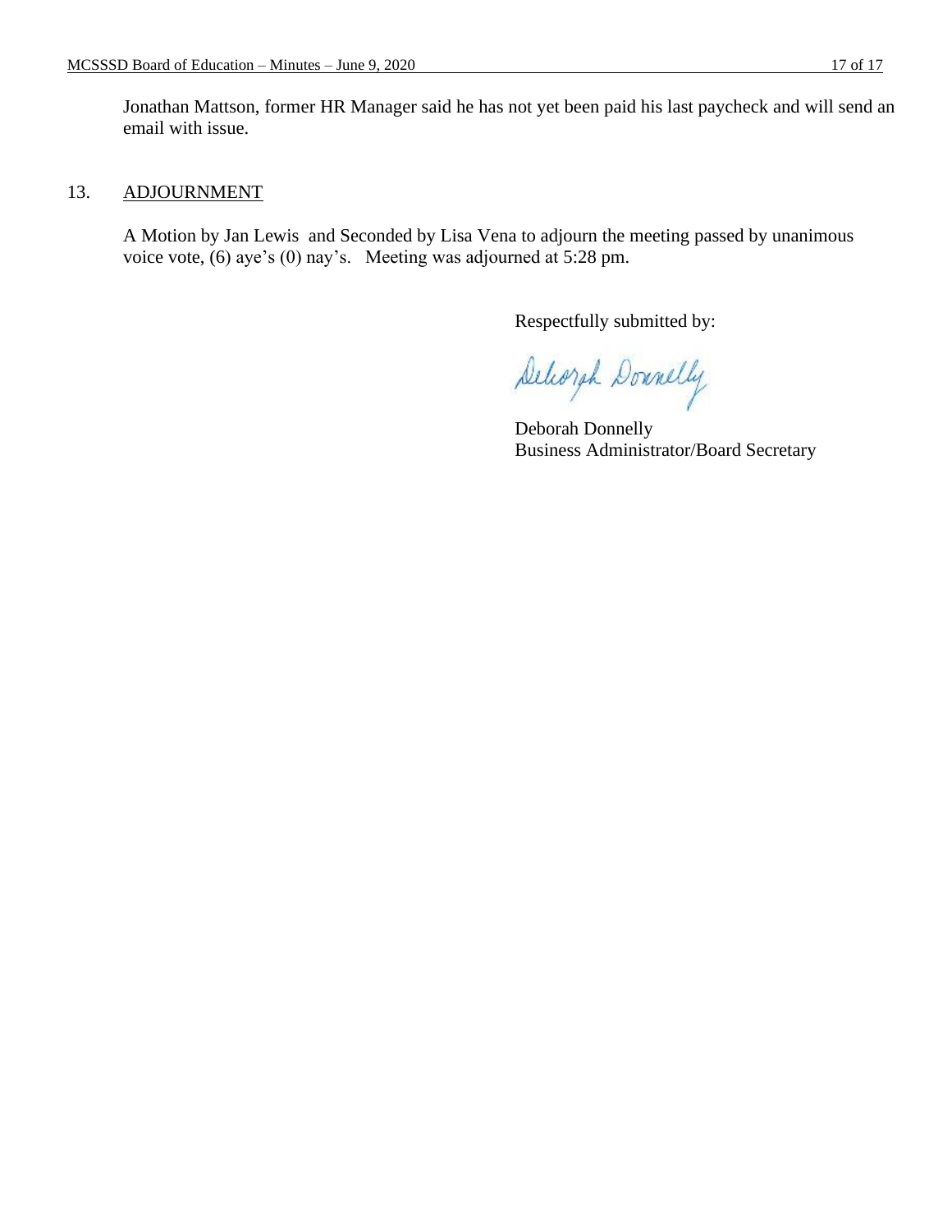Jonathan Mattson, former HR Manager said he has not yet been paid his last paycheck and will send an email with issue.

## 13. ADJOURNMENT

A Motion by Jan Lewis and Seconded by Lisa Vena to adjourn the meeting passed by unanimous voice vote, (6) aye's (0) nay's. Meeting was adjourned at 5:28 pm.

Respectfully submitted by:

Deborah Donnelly

Deborah Donnelly
Business Administrator/Board Secretary